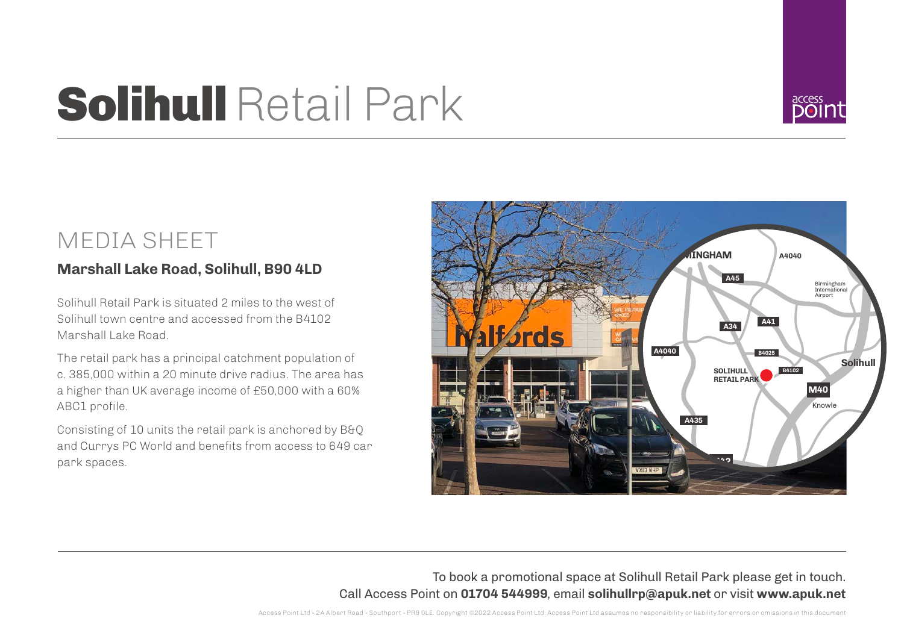# **Solihull** Retail Park

## MEDIA SHEET

### Marshall Lake Road, Solihull, B90 4LD

Solihull Retail Park is situated 2 miles to the west of Solihull town centre and accessed from the B4102 Marshall Lake Road.

The retail park has a principal catchment population of c. 385,000 within a 20 minute drive radius. The area has a higher than UK average income of £50,000 with a 60% ABC1 profile.

Consisting of 10 units the retail park is anchored by B&Q and Currys PC World and benefits from access to 649 car park spaces.

To book a promotional space at Solihull Retail Park please get in touch.
Call Access Point on **01704 544999**, email **solihullrp@apuk.net** or visit **www.apuk.net**

Access Point Ltd - 2A Albert Road - Southport - PR9 0LE. Copyright ©2022 Access Point Ltd. Access Point Ltd assumes no responsibility or liability for errors or omissions in this document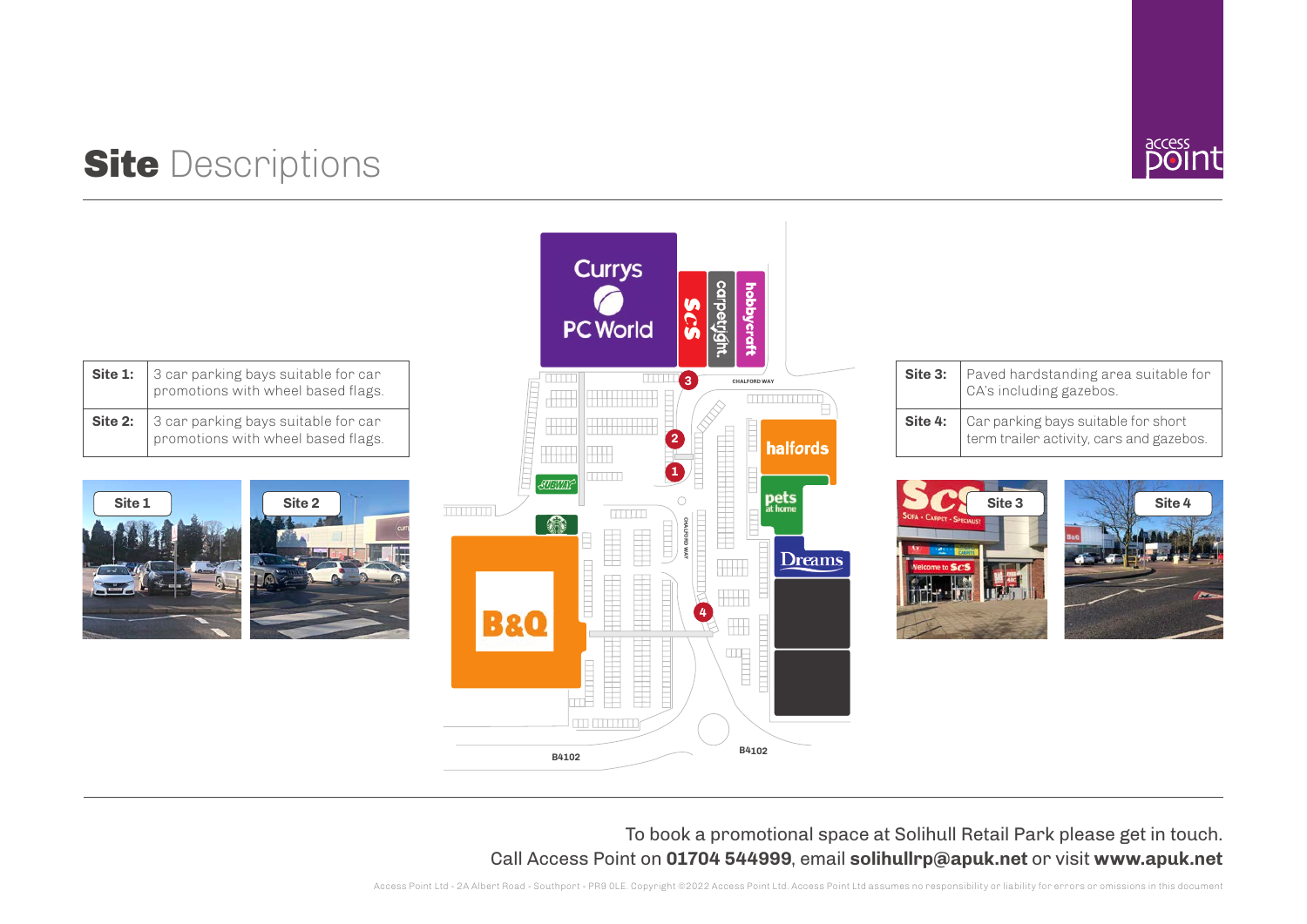# **Site** Descriptions

| | |
|---|---|
| **Site 1:** | 3 car parking bays suitable for car promotions with wheel based flags. |
| **Site 2:** | 3 car parking bays suitable for car promotions with wheel based flags. |

Site 1

Site 2

Currys PC World

ScS

carpetright.

hobbycraft

CHALFORD WAY

halfords

pets at home

Dreams

SUBWAY

B&Q

CHALFORD WAY

B4102

B4102

| | |
|---|---|
| **Site 3:** | Paved hardstanding area suitable for CA's including gazebos. |
| **Site 4:** | Car parking bays suitable for short term trailer activity, cars and gazebos. |

Site 3

Site 4

To book a promotional space at Solihull Retail Park please get in touch.
Call Access Point on **01704 544999**, email **solihullrp@apuk.net** or visit **www.apuk.net**

Access Point Ltd - 2A Albert Road - Southport - PR9 0LE. Copyright ©2022 Access Point Ltd. Access Point Ltd assumes no responsibility or liability for errors or omissions in this document